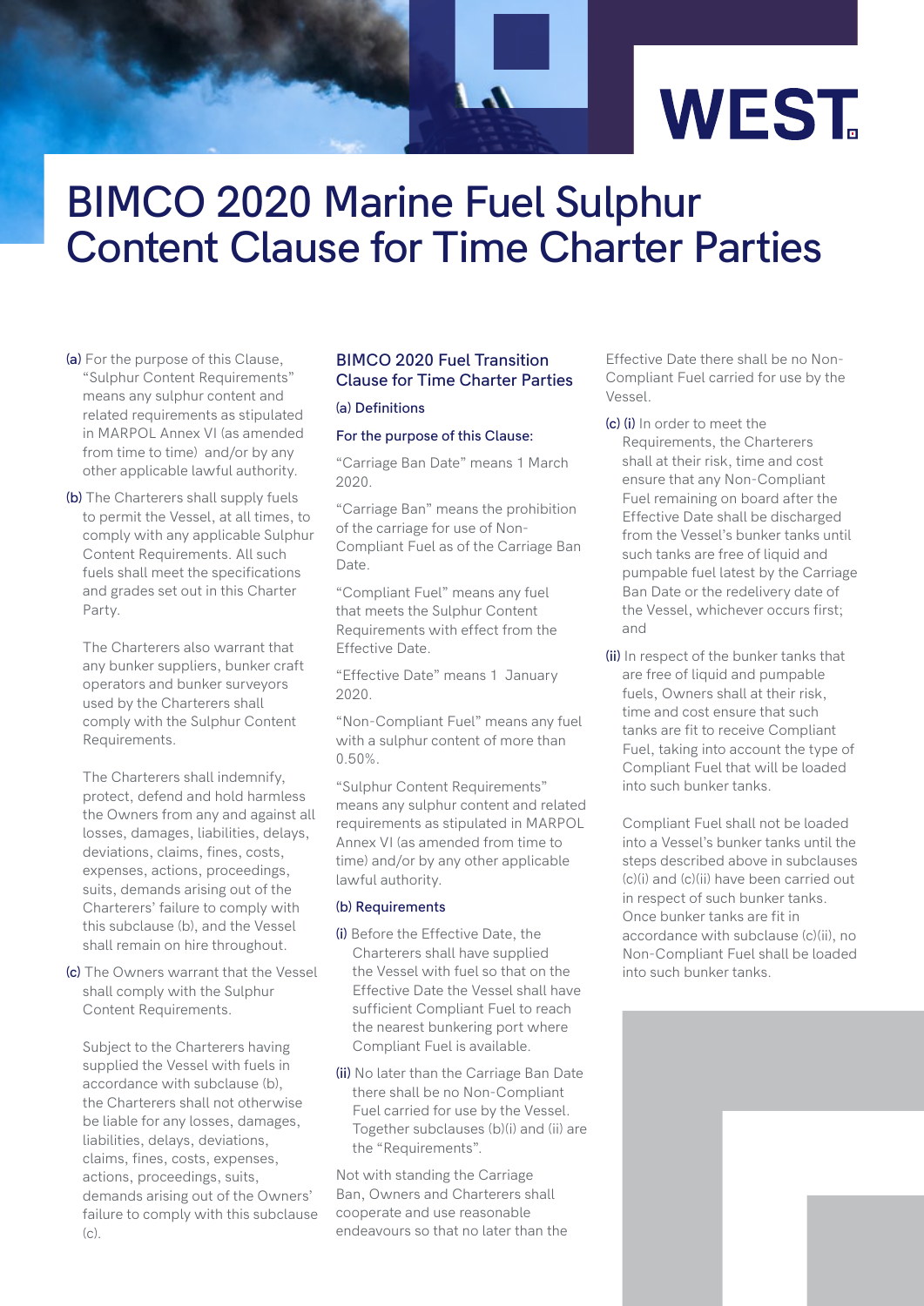WEST

# BIMCO 2020 Marine Fuel Sulphur Content Clause for Time Charter Parties

**(a)** For the purpose of this Clause, "Sulphur Content Requirements" means any sulphur content and related requirements as stipulated in MARPOL Annex VI (as amended from time to time) and/or by any other applicable lawful authority.

**(b)** The Charterers shall supply fuels to permit the Vessel, at all times, to comply with any applicable Sulphur Content Requirements. All such fuels shall meet the specifications and grades set out in this Charter Party.

The Charterers also warrant that any bunker suppliers, bunker craft operators and bunker surveyors used by the Charterers shall comply with the Sulphur Content Requirements.

The Charterers shall indemnify, protect, defend and hold harmless the Owners from any and against all losses, damages, liabilities, delays, deviations, claims, fines, costs, expenses, actions, proceedings, suits, demands arising out of the Charterers' failure to comply with this subclause (b), and the Vessel shall remain on hire throughout.

**(c)** The Owners warrant that the Vessel shall comply with the Sulphur Content Requirements.

Subject to the Charterers having supplied the Vessel with fuels in accordance with subclause (b), the Charterers shall not otherwise be liable for any losses, damages, liabilities, delays, deviations, claims, fines, costs, expenses, actions, proceedings, suits, demands arising out of the Owners' failure to comply with this subclause (c).

## BIMCO 2020 Fuel Transition Clause for Time Charter Parties

### (a) Definitions

**For the purpose of this Clause:**

"Carriage Ban Date" means 1 March 2020.

"Carriage Ban" means the prohibition of the carriage for use of Non-Compliant Fuel as of the Carriage Ban Date.

"Compliant Fuel" means any fuel that meets the Sulphur Content Requirements with effect from the Effective Date.

"Effective Date" means 1 January 2020.

"Non-Compliant Fuel" means any fuel with a sulphur content of more than 0.50%.

"Sulphur Content Requirements" means any sulphur content and related requirements as stipulated in MARPOL Annex VI (as amended from time to time) and/or by any other applicable lawful authority.

### (b) Requirements

**(i)** Before the Effective Date, the Charterers shall have supplied the Vessel with fuel so that on the Effective Date the Vessel shall have sufficient Compliant Fuel to reach the nearest bunkering port where Compliant Fuel is available.

**(ii)** No later than the Carriage Ban Date there shall be no Non-Compliant Fuel carried for use by the Vessel. Together subclauses (b)(i) and (ii) are the "Requirements".

Not with standing the Carriage Ban, Owners and Charterers shall cooperate and use reasonable endeavours so that no later than the Effective Date there shall be no Non-Compliant Fuel carried for use by the Vessel.

**(c) (i)** In order to meet the Requirements, the Charterers shall at their risk, time and cost ensure that any Non-Compliant Fuel remaining on board after the Effective Date shall be discharged from the Vessel's bunker tanks until such tanks are free of liquid and pumpable fuel latest by the Carriage Ban Date or the redelivery date of the Vessel, whichever occurs first; and

**(ii)** In respect of the bunker tanks that are free of liquid and pumpable fuels, Owners shall at their risk, time and cost ensure that such tanks are fit to receive Compliant Fuel, taking into account the type of Compliant Fuel that will be loaded into such bunker tanks.

Compliant Fuel shall not be loaded into a Vessel's bunker tanks until the steps described above in subclauses (c)(i) and (c)(ii) have been carried out in respect of such bunker tanks. Once bunker tanks are fit in accordance with subclause (c)(ii), no Non-Compliant Fuel shall be loaded into such bunker tanks.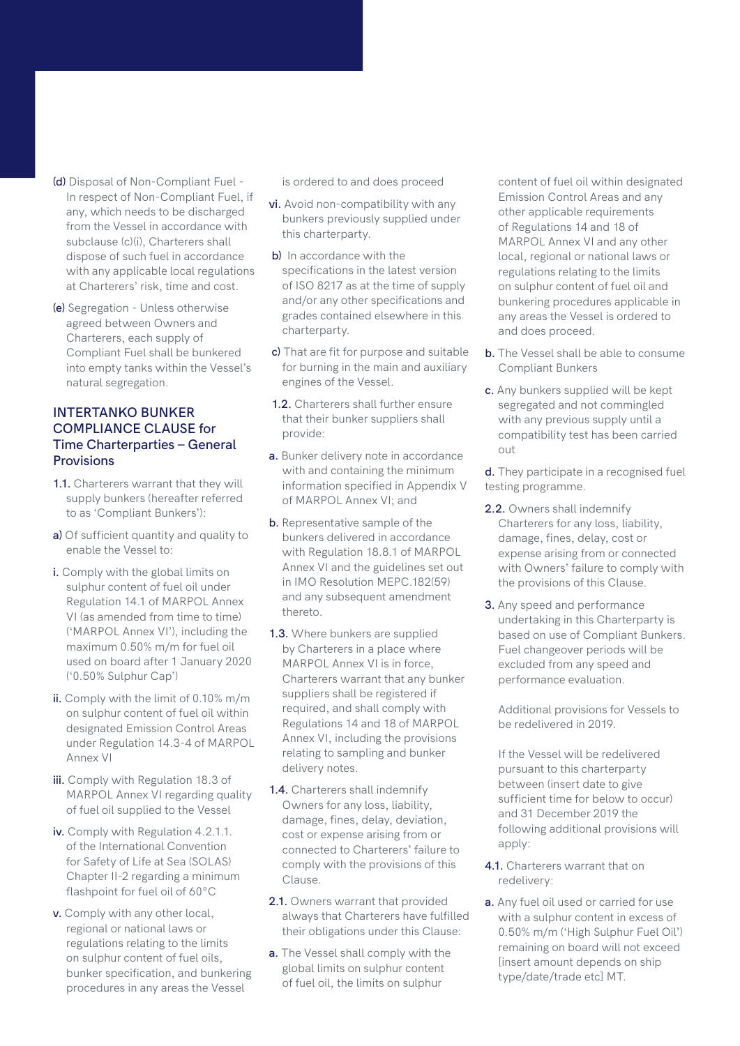(d) Disposal of Non-Compliant Fuel - In respect of Non-Compliant Fuel, if any, which needs to be discharged from the Vessel in accordance with subclause (c)(i), Charterers shall dispose of such fuel in accordance with any applicable local regulations at Charterers' risk, time and cost.

(e) Segregation - Unless otherwise agreed between Owners and Charterers, each supply of Compliant Fuel shall be bunkered into empty tanks within the Vessel's natural segregation.

## INTERTANKO BUNKER COMPLIANCE CLAUSE for Time Charterparties – General Provisions

**1.1.** Charterers warrant that they will supply bunkers (hereafter referred to as 'Compliant Bunkers'):

**a)** Of sufficient quantity and quality to enable the Vessel to:

**i.** Comply with the global limits on sulphur content of fuel oil under Regulation 14.1 of MARPOL Annex VI (as amended from time to time) ('MARPOL Annex VI'), including the maximum 0.50% m/m for fuel oil used on board after 1 January 2020 ('0.50% Sulphur Cap')

**ii.** Comply with the limit of 0.10% m/m on sulphur content of fuel oil within designated Emission Control Areas under Regulation 14.3-4 of MARPOL Annex VI

**iii.** Comply with Regulation 18.3 of MARPOL Annex VI regarding quality of fuel oil supplied to the Vessel

**iv.** Comply with Regulation 4.2.1.1. of the International Convention for Safety of Life at Sea (SOLAS) Chapter II-2 regarding a minimum flashpoint for fuel oil of 60°C

**v.** Comply with any other local, regional or national laws or regulations relating to the limits on sulphur content of fuel oils, bunker specification, and bunkering procedures in any areas the Vessel is ordered to and does proceed

**vi.** Avoid non-compatibility with any bunkers previously supplied under this charterparty.

**b)** In accordance with the specifications in the latest version of ISO 8217 as at the time of supply and/or any other specifications and grades contained elsewhere in this charterparty.

**c)** That are fit for purpose and suitable for burning in the main and auxiliary engines of the Vessel.

**1.2.** Charterers shall further ensure that their bunker suppliers shall provide:

**a.** Bunker delivery note in accordance with and containing the minimum information specified in Appendix V of MARPOL Annex VI; and

**b.** Representative sample of the bunkers delivered in accordance with Regulation 18.8.1 of MARPOL Annex VI and the guidelines set out in IMO Resolution MEPC.182(59) and any subsequent amendment thereto.

**1.3.** Where bunkers are supplied by Charterers in a place where MARPOL Annex VI is in force, Charterers warrant that any bunker suppliers shall be registered if required, and shall comply with Regulations 14 and 18 of MARPOL Annex VI, including the provisions relating to sampling and bunker delivery notes.

**1.4.** Charterers shall indemnify Owners for any loss, liability, damage, fines, delay, deviation, cost or expense arising from or connected to Charterers' failure to comply with the provisions of this Clause.

**2.1.** Owners warrant that provided always that Charterers have fulfilled their obligations under this Clause:

**a.** The Vessel shall comply with the global limits on sulphur content of fuel oil, the limits on sulphur content of fuel oil within designated Emission Control Areas and any other applicable requirements of Regulations 14 and 18 of MARPOL Annex VI and any other local, regional or national laws or regulations relating to the limits on sulphur content of fuel oil and bunkering procedures applicable in any areas the Vessel is ordered to and does proceed.

**b.** The Vessel shall be able to consume Compliant Bunkers

**c.** Any bunkers supplied will be kept segregated and not commingled with any previous supply until a compatibility test has been carried out

**d.** They participate in a recognised fuel testing programme.

**2.2.** Owners shall indemnify Charterers for any loss, liability, damage, fines, delay, cost or expense arising from or connected with Owners' failure to comply with the provisions of this Clause.

**3.** Any speed and performance undertaking in this Charterparty is based on use of Compliant Bunkers. Fuel changeover periods will be excluded from any speed and performance evaluation.

Additional provisions for Vessels to be redelivered in 2019.

If the Vessel will be redelivered pursuant to this charterparty between (insert date to give sufficient time for below to occur) and 31 December 2019 the following additional provisions will apply:

**4.1.** Charterers warrant that on redelivery:

**a.** Any fuel oil used or carried for use with a sulphur content in excess of 0.50% m/m ('High Sulphur Fuel Oil') remaining on board will not exceed [insert amount depends on ship type/date/trade etc] MT.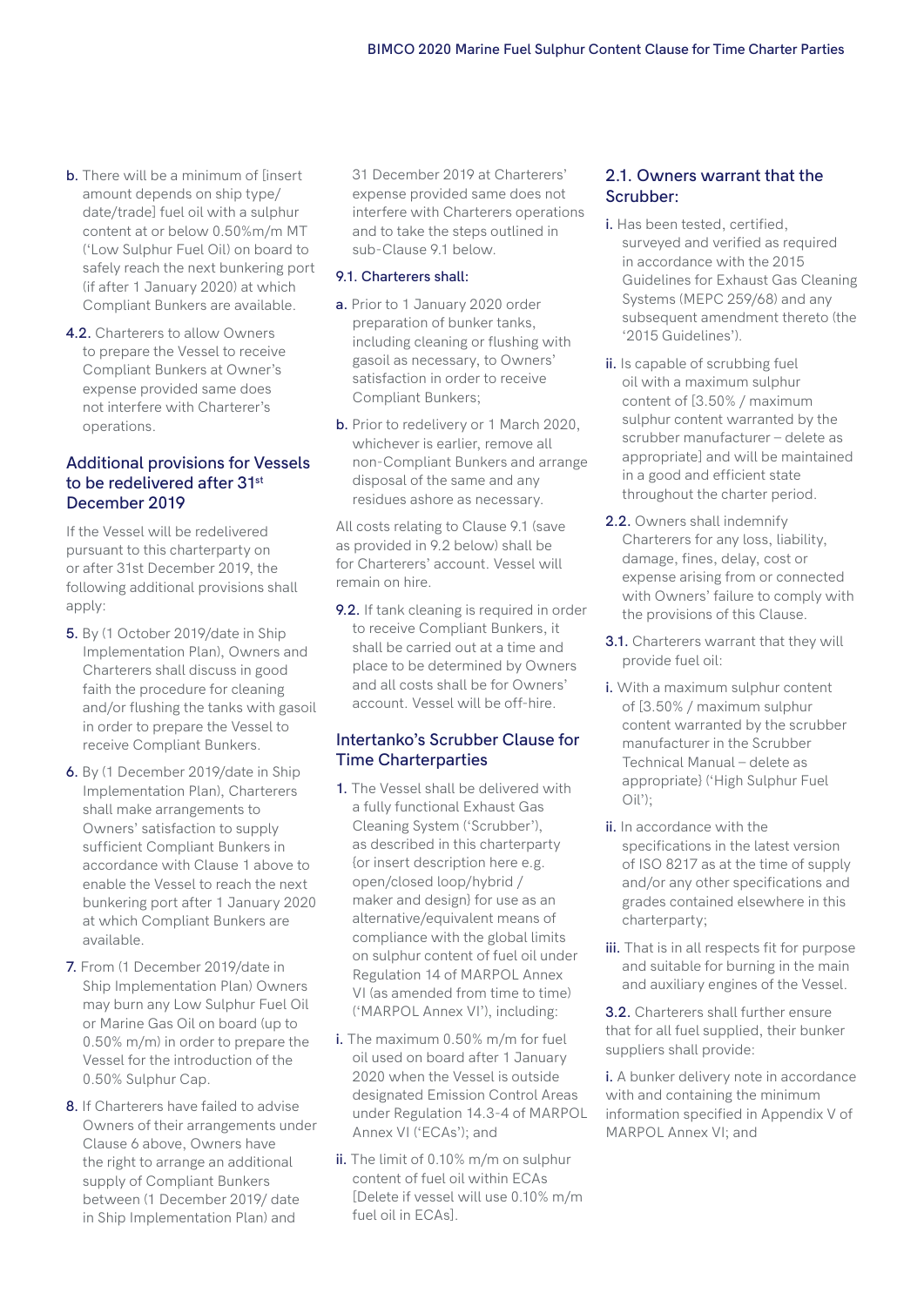b. There will be a minimum of [insert amount depends on ship type/date/trade] fuel oil with a sulphur content at or below 0.50%m/m MT ('Low Sulphur Fuel Oil) on board to safely reach the next bunkering port (if after 1 January 2020) at which Compliant Bunkers are available.

4.2. Charterers to allow Owners to prepare the Vessel to receive Compliant Bunkers at Owner's expense provided same does not interfere with Charterer's operations.

### Additional provisions for Vessels to be redelivered after 31st December 2019

If the Vessel will be redelivered pursuant to this charterparty on or after 31st December 2019, the following additional provisions shall apply:

5. By (1 October 2019/date in Ship Implementation Plan), Owners and Charterers shall discuss in good faith the procedure for cleaning and/or flushing the tanks with gasoil in order to prepare the Vessel to receive Compliant Bunkers.

6. By (1 December 2019/date in Ship Implementation Plan), Charterers shall make arrangements to Owners' satisfaction to supply sufficient Compliant Bunkers in accordance with Clause 1 above to enable the Vessel to reach the next bunkering port after 1 January 2020 at which Compliant Bunkers are available.

7. From (1 December 2019/date in Ship Implementation Plan) Owners may burn any Low Sulphur Fuel Oil or Marine Gas Oil on board (up to 0.50% m/m) in order to prepare the Vessel for the introduction of the 0.50% Sulphur Cap.

8. If Charterers have failed to advise Owners of their arrangements under Clause 6 above, Owners have the right to arrange an additional supply of Compliant Bunkers between (1 December 2019/ date in Ship Implementation Plan) and 31 December 2019 at Charterers' expense provided same does not interfere with Charterers operations and to take the steps outlined in sub-Clause 9.1 below.

9.1. Charterers shall:

a. Prior to 1 January 2020 order preparation of bunker tanks, including cleaning or flushing with gasoil as necessary, to Owners' satisfaction in order to receive Compliant Bunkers;

b. Prior to redelivery or 1 March 2020, whichever is earlier, remove all non-Compliant Bunkers and arrange disposal of the same and any residues ashore as necessary.

All costs relating to Clause 9.1 (save as provided in 9.2 below) shall be for Charterers' account. Vessel will remain on hire.

9.2. If tank cleaning is required in order to receive Compliant Bunkers, it shall be carried out at a time and place to be determined by Owners and all costs shall be for Owners' account. Vessel will be off-hire.

### Intertanko's Scrubber Clause for Time Charterparties

1. The Vessel shall be delivered with a fully functional Exhaust Gas Cleaning System ('Scrubber'), as described in this charterparty {or insert description here e.g. open/closed loop/hybrid / maker and design} for use as an alternative/equivalent means of compliance with the global limits on sulphur content of fuel oil under Regulation 14 of MARPOL Annex VI (as amended from time to time) ('MARPOL Annex VI'), including:

i. The maximum 0.50% m/m for fuel oil used on board after 1 January 2020 when the Vessel is outside designated Emission Control Areas under Regulation 14.3-4 of MARPOL Annex VI ('ECAs'); and

ii. The limit of 0.10% m/m on sulphur content of fuel oil within ECAs [Delete if vessel will use 0.10% m/m fuel oil in ECAs].

### 2.1. Owners warrant that the Scrubber:

i. Has been tested, certified, surveyed and verified as required in accordance with the 2015 Guidelines for Exhaust Gas Cleaning Systems (MEPC 259/68) and any subsequent amendment thereto (the '2015 Guidelines').

ii. Is capable of scrubbing fuel oil with a maximum sulphur content of [3.50% / maximum sulphur content warranted by the scrubber manufacturer – delete as appropriate] and will be maintained in a good and efficient state throughout the charter period.

2.2. Owners shall indemnify Charterers for any loss, liability, damage, fines, delay, cost or expense arising from or connected with Owners' failure to comply with the provisions of this Clause.

3.1. Charterers warrant that they will provide fuel oil:

i. With a maximum sulphur content of [3.50% / maximum sulphur content warranted by the scrubber manufacturer in the Scrubber Technical Manual – delete as appropriate} ('High Sulphur Fuel Oil');

ii. In accordance with the specifications in the latest version of ISO 8217 as at the time of supply and/or any other specifications and grades contained elsewhere in this charterparty;

iii. That is in all respects fit for purpose and suitable for burning in the main and auxiliary engines of the Vessel.

3.2. Charterers shall further ensure that for all fuel supplied, their bunker suppliers shall provide:

i. A bunker delivery note in accordance with and containing the minimum information specified in Appendix V of MARPOL Annex VI; and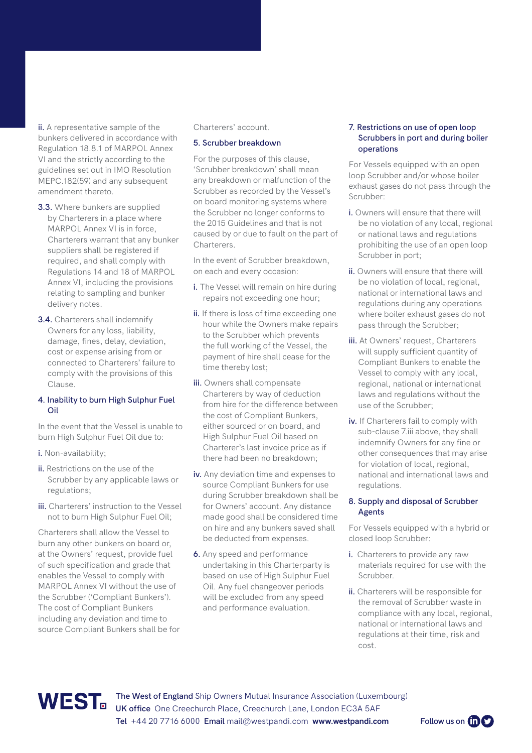ii. A representative sample of the bunkers delivered in accordance with Regulation 18.8.1 of MARPOL Annex VI and the strictly according to the guidelines set out in IMO Resolution MEPC.182(59) and any subsequent amendment thereto.

3.3. Where bunkers are supplied by Charterers in a place where MARPOL Annex VI is in force, Charterers warrant that any bunker suppliers shall be registered if required, and shall comply with Regulations 14 and 18 of MARPOL Annex VI, including the provisions relating to sampling and bunker delivery notes.

3.4. Charterers shall indemnify Owners for any loss, liability, damage, fines, delay, deviation, cost or expense arising from or connected to Charterers' failure to comply with the provisions of this Clause.

### 4. Inability to burn High Sulphur Fuel Oil

In the event that the Vessel is unable to burn High Sulphur Fuel Oil due to:

i. Non-availability;

ii. Restrictions on the use of the Scrubber by any applicable laws or regulations;

iii. Charterers' instruction to the Vessel not to burn High Sulphur Fuel Oil;

Charterers shall allow the Vessel to burn any other bunkers on board or, at the Owners' request, provide fuel of such specification and grade that enables the Vessel to comply with MARPOL Annex VI without the use of the Scrubber ('Compliant Bunkers'). The cost of Compliant Bunkers including any deviation and time to source Compliant Bunkers shall be for Charterers' account.

### 5. Scrubber breakdown

For the purposes of this clause, 'Scrubber breakdown' shall mean any breakdown or malfunction of the Scrubber as recorded by the Vessel's on board monitoring systems where the Scrubber no longer conforms to the 2015 Guidelines and that is not caused by or due to fault on the part of Charterers.

In the event of Scrubber breakdown, on each and every occasion:

i. The Vessel will remain on hire during repairs not exceeding one hour;

ii. If there is loss of time exceeding one hour while the Owners make repairs to the Scrubber which prevents the full working of the Vessel, the payment of hire shall cease for the time thereby lost;

iii. Owners shall compensate Charterers by way of deduction from hire for the difference between the cost of Compliant Bunkers, either sourced or on board, and High Sulphur Fuel Oil based on Charterer's last invoice price as if there had been no breakdown;

iv. Any deviation time and expenses to source Compliant Bunkers for use during Scrubber breakdown shall be for Owners' account. Any distance made good shall be considered time on hire and any bunkers saved shall be deducted from expenses.

6. Any speed and performance undertaking in this Charterparty is based on use of High Sulphur Fuel Oil. Any fuel changeover periods will be excluded from any speed and performance evaluation.

### 7. Restrictions on use of open loop Scrubbers in port and during boiler operations

For Vessels equipped with an open loop Scrubber and/or whose boiler exhaust gases do not pass through the Scrubber:

i. Owners will ensure that there will be no violation of any local, regional or national laws and regulations prohibiting the use of an open loop Scrubber in port;

ii. Owners will ensure that there will be no violation of local, regional, national or international laws and regulations during any operations where boiler exhaust gases do not pass through the Scrubber;

iii. At Owners' request, Charterers will supply sufficient quantity of Compliant Bunkers to enable the Vessel to comply with any local, regional, national or international laws and regulations without the use of the Scrubber;

iv. If Charterers fail to comply with sub-clause 7.iii above, they shall indemnify Owners for any fine or other consequences that may arise for violation of local, regional, national and international laws and regulations.

### 8. Supply and disposal of Scrubber Agents

For Vessels equipped with a hybrid or closed loop Scrubber:

i. Charterers to provide any raw materials required for use with the Scrubber.

ii. Charterers will be responsible for the removal of Scrubber waste in compliance with any local, regional, national or international laws and regulations at their time, risk and cost.

WEST

**The West of England** Ship Owners Mutual Insurance Association (Luxembourg)
**UK office** One Creechurch Place, Creechurch Lane, London EC3A 5AF
**Tel** +44 20 7716 6000 **Email** mail@westpandi.com **www.westpandi.com**

Follow us on